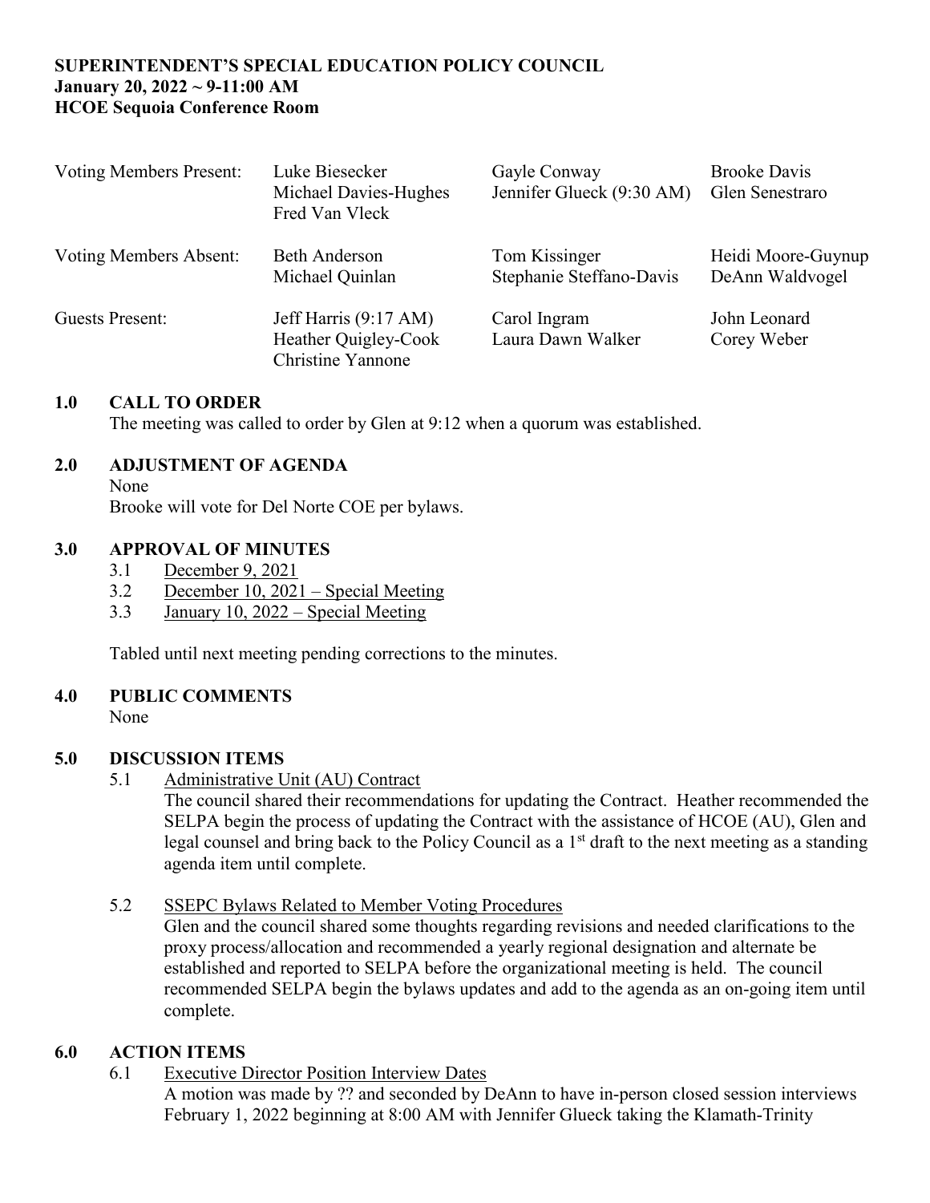**SUPERINTENDENT'S SPECIAL EDUCATION POLICY COUNCIL**
**January 20, 2022 ~ 9-11:00 AM**
**HCOE Sequoia Conference Room**

| | | | |
|---|---|---|---|
| Voting Members Present: | Luke Biesecker<br>Michael Davies-Hughes<br>Fred Van Vleck | Gayle Conway<br>Jennifer Glueck (9:30 AM) | Brooke Davis<br>Glen Senestraro |
| Voting Members Absent: | Beth Anderson<br>Michael Quinlan | Tom Kissinger<br>Stephanie Steffano-Davis | Heidi Moore-Guynup<br>DeAnn Waldvogel |
| Guests Present: | Jeff Harris (9:17 AM)<br>Heather Quigley-Cook<br>Christine Yannone | Carol Ingram<br>Laura Dawn Walker | John Leonard<br>Corey Weber |

## 1.0 CALL TO ORDER

The meeting was called to order by Glen at 9:12 when a quorum was established.

## 2.0 ADJUSTMENT OF AGENDA

None

Brooke will vote for Del Norte COE per bylaws.

## 3.0 APPROVAL OF MINUTES

3.1 December 9, 2021

3.2 December 10, 2021 – Special Meeting

3.3 January 10, 2022 – Special Meeting

Tabled until next meeting pending corrections to the minutes.

## 4.0 PUBLIC COMMENTS

None

## 5.0 DISCUSSION ITEMS

5.1 Administrative Unit (AU) Contract

The council shared their recommendations for updating the Contract. Heather recommended the SELPA begin the process of updating the Contract with the assistance of HCOE (AU), Glen and legal counsel and bring back to the Policy Council as a 1st draft to the next meeting as a standing agenda item until complete.

5.2 SSEPC Bylaws Related to Member Voting Procedures

Glen and the council shared some thoughts regarding revisions and needed clarifications to the proxy process/allocation and recommended a yearly regional designation and alternate be established and reported to SELPA before the organizational meeting is held. The council recommended SELPA begin the bylaws updates and add to the agenda as an on-going item until complete.

## 6.0 ACTION ITEMS

6.1 Executive Director Position Interview Dates

A motion was made by ?? and seconded by DeAnn to have in-person closed session interviews February 1, 2022 beginning at 8:00 AM with Jennifer Glueck taking the Klamath-Trinity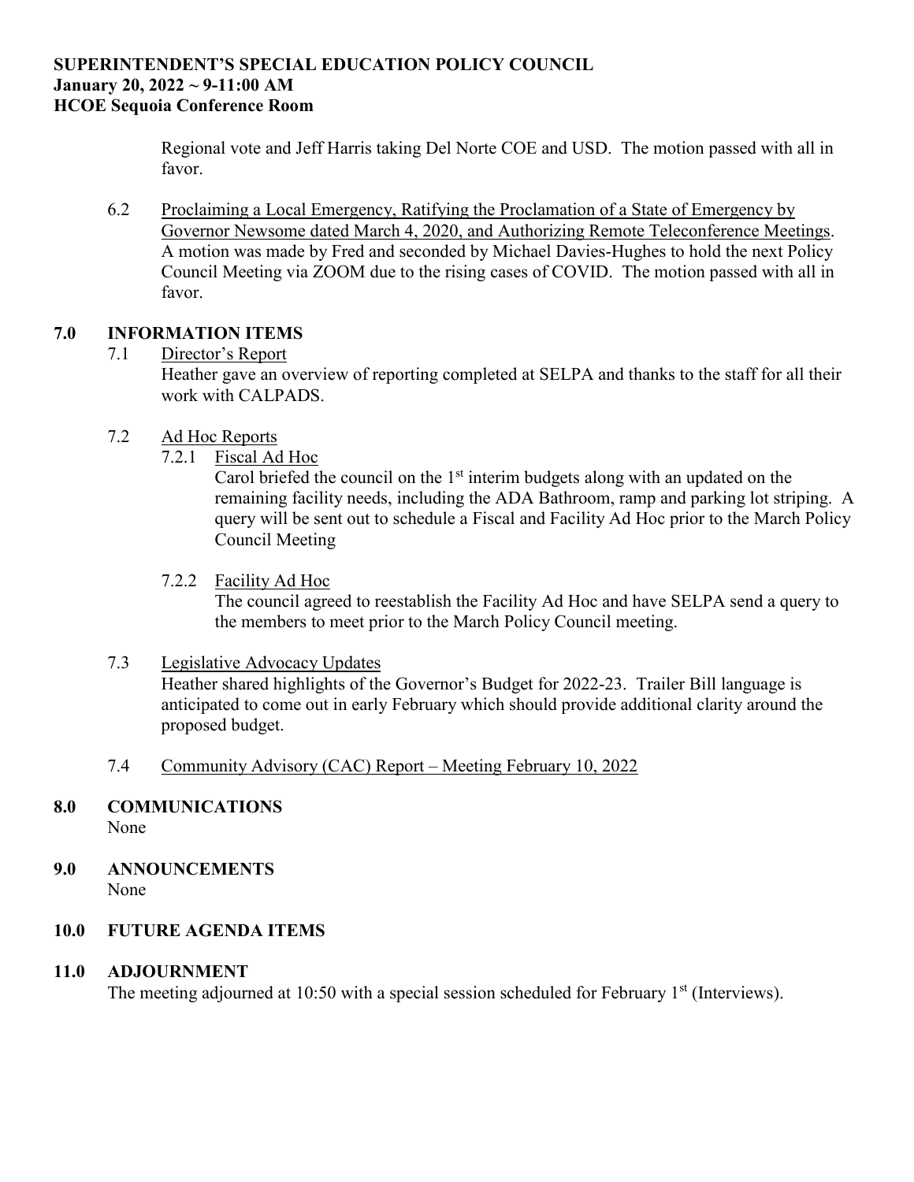Regional vote and Jeff Harris taking Del Norte COE and USD. The motion passed with all in favor.

6.2 Proclaiming a Local Emergency, Ratifying the Proclamation of a State of Emergency by Governor Newsome dated March 4, 2020, and Authorizing Remote Teleconference Meetings. A motion was made by Fred and seconded by Michael Davies-Hughes to hold the next Policy Council Meeting via ZOOM due to the rising cases of COVID. The motion passed with all in favor.

## 7.0 INFORMATION ITEMS

7.1 Director's Report

Heather gave an overview of reporting completed at SELPA and thanks to the staff for all their work with CALPADS.

7.2 Ad Hoc Reports

7.2.1 Fiscal Ad Hoc

Carol briefed the council on the 1st interim budgets along with an updated on the remaining facility needs, including the ADA Bathroom, ramp and parking lot striping. A query will be sent out to schedule a Fiscal and Facility Ad Hoc prior to the March Policy Council Meeting

7.2.2 Facility Ad Hoc

The council agreed to reestablish the Facility Ad Hoc and have SELPA send a query to the members to meet prior to the March Policy Council meeting.

7.3 Legislative Advocacy Updates

Heather shared highlights of the Governor's Budget for 2022-23. Trailer Bill language is anticipated to come out in early February which should provide additional clarity around the proposed budget.

7.4 Community Advisory (CAC) Report – Meeting February 10, 2022

## 8.0 COMMUNICATIONS

None

## 9.0 ANNOUNCEMENTS

None

## 10.0 FUTURE AGENDA ITEMS

## 11.0 ADJOURNMENT

The meeting adjourned at 10:50 with a special session scheduled for February 1st (Interviews).